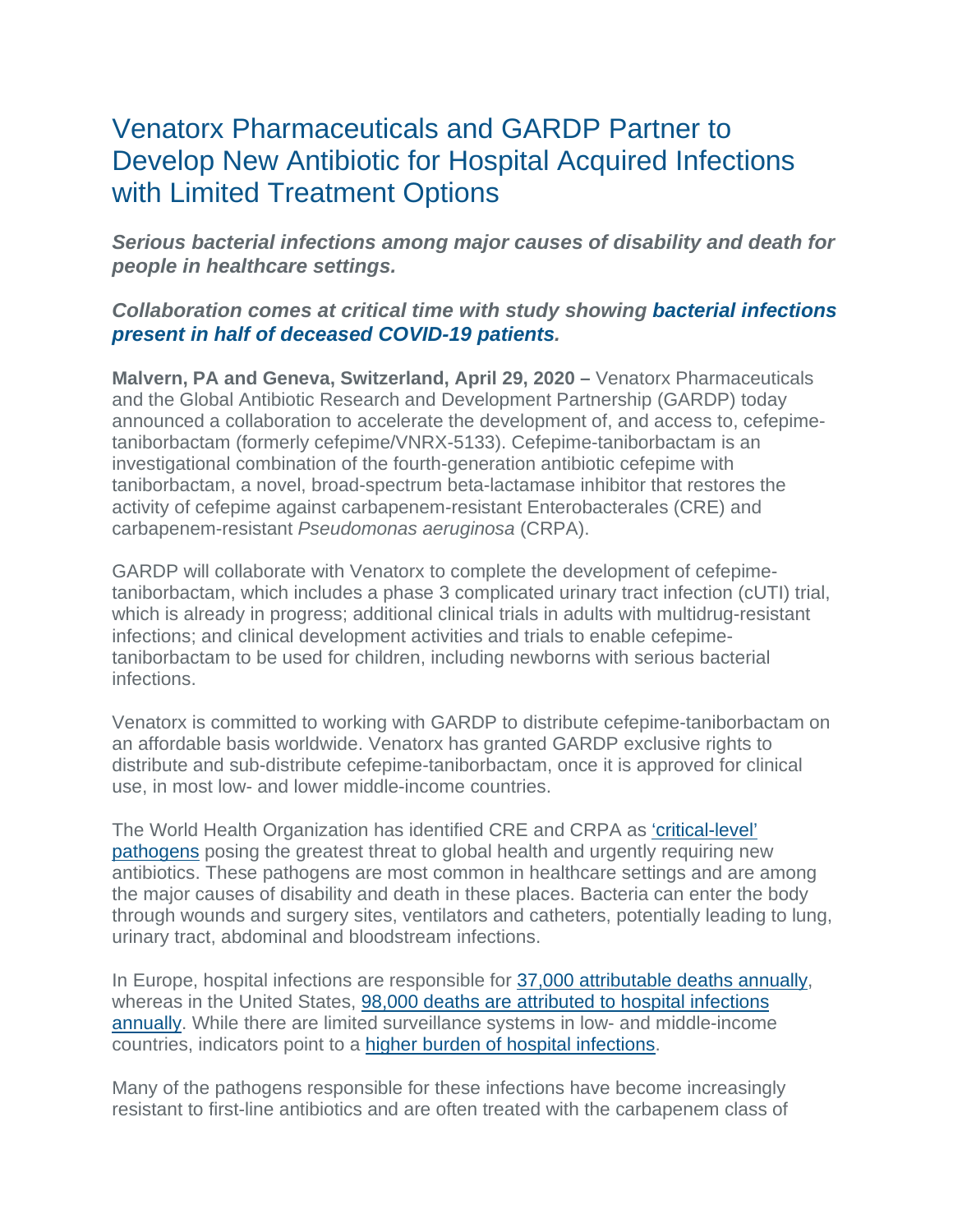# Venatorx Pharmaceuticals and GARDP Partner to Develop New Antibiotic for Hospital Acquired Infections with Limited Treatment Options

***Serious bacterial infections among major causes of disability and death for people in healthcare settings.***

***Collaboration comes at critical time with study showing bacterial infections present in half of deceased COVID-19 patients.***

**Malvern, PA and Geneva, Switzerland, April 29, 2020 –** Venatorx Pharmaceuticals and the Global Antibiotic Research and Development Partnership (GARDP) today announced a collaboration to accelerate the development of, and access to, cefepime-taniborbactam (formerly cefepime/VNRX-5133). Cefepime-taniborbactam is an investigational combination of the fourth-generation antibiotic cefepime with taniborbactam, a novel, broad-spectrum beta-lactamase inhibitor that restores the activity of cefepime against carbapenem-resistant Enterobacterales (CRE) and carbapenem-resistant *Pseudomonas aeruginosa* (CRPA).

GARDP will collaborate with Venatorx to complete the development of cefepime-taniborbactam, which includes a phase 3 complicated urinary tract infection (cUTI) trial, which is already in progress; additional clinical trials in adults with multidrug-resistant infections; and clinical development activities and trials to enable cefepime-taniborbactam to be used for children, including newborns with serious bacterial infections.

Venatorx is committed to working with GARDP to distribute cefepime-taniborbactam on an affordable basis worldwide. Venatorx has granted GARDP exclusive rights to distribute and sub-distribute cefepime-taniborbactam, once it is approved for clinical use, in most low- and lower middle-income countries.

The World Health Organization has identified CRE and CRPA as 'critical-level' pathogens posing the greatest threat to global health and urgently requiring new antibiotics. These pathogens are most common in healthcare settings and are among the major causes of disability and death in these places. Bacteria can enter the body through wounds and surgery sites, ventilators and catheters, potentially leading to lung, urinary tract, abdominal and bloodstream infections.

In Europe, hospital infections are responsible for 37,000 attributable deaths annually, whereas in the United States, 98,000 deaths are attributed to hospital infections annually. While there are limited surveillance systems in low- and middle-income countries, indicators point to a higher burden of hospital infections.

Many of the pathogens responsible for these infections have become increasingly resistant to first-line antibiotics and are often treated with the carbapenem class of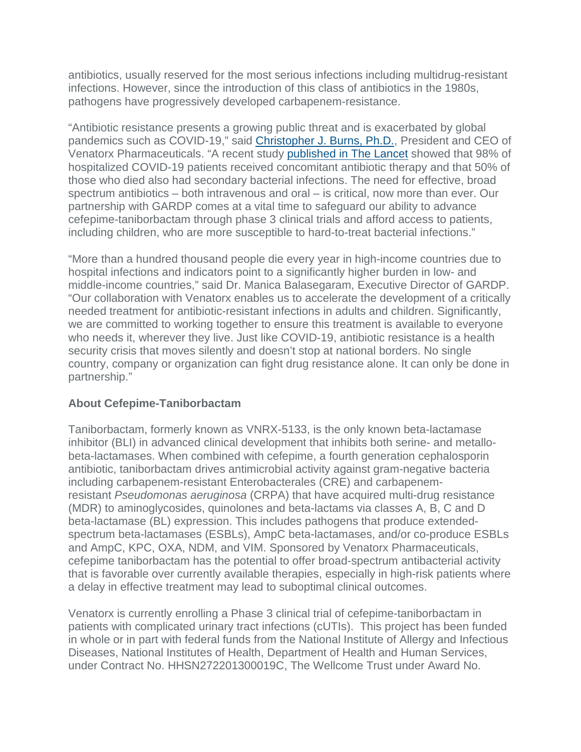antibiotics, usually reserved for the most serious infections including multidrug-resistant infections. However, since the introduction of this class of antibiotics in the 1980s, pathogens have progressively developed carbapenem-resistance.

"Antibiotic resistance presents a growing public threat and is exacerbated by global pandemics such as COVID-19," said [Christopher J. Burns, Ph.D.](), President and CEO of Venatorx Pharmaceuticals. "A recent study [published in The Lancet]() showed that 98% of hospitalized COVID-19 patients received concomitant antibiotic therapy and that 50% of those who died also had secondary bacterial infections. The need for effective, broad spectrum antibiotics – both intravenous and oral – is critical, now more than ever. Our partnership with GARDP comes at a vital time to safeguard our ability to advance cefepime-taniborbactam through phase 3 clinical trials and afford access to patients, including children, who are more susceptible to hard-to-treat bacterial infections."

"More than a hundred thousand people die every year in high-income countries due to hospital infections and indicators point to a significantly higher burden in low- and middle-income countries," said Dr. Manica Balasegaram, Executive Director of GARDP. "Our collaboration with Venatorx enables us to accelerate the development of a critically needed treatment for antibiotic-resistant infections in adults and children. Significantly, we are committed to working together to ensure this treatment is available to everyone who needs it, wherever they live. Just like COVID-19, antibiotic resistance is a health security crisis that moves silently and doesn't stop at national borders. No single country, company or organization can fight drug resistance alone. It can only be done in partnership."

**About Cefepime-Taniborbactam**

Taniborbactam, formerly known as VNRX-5133, is the only known beta-lactamase inhibitor (BLI) in advanced clinical development that inhibits both serine- and metallo-beta-lactamases. When combined with cefepime, a fourth generation cephalosporin antibiotic, taniborbactam drives antimicrobial activity against gram-negative bacteria including carbapenem-resistant Enterobacterales (CRE) and carbapenem-resistant *Pseudomonas aeruginosa* (CRPA) that have acquired multi-drug resistance (MDR) to aminoglycosides, quinolones and beta-lactams via classes A, B, C and D beta-lactamase (BL) expression. This includes pathogens that produce extended-spectrum beta-lactamases (ESBLs), AmpC beta-lactamases, and/or co-produce ESBLs and AmpC, KPC, OXA, NDM, and VIM. Sponsored by Venatorx Pharmaceuticals, cefepime taniborbactam has the potential to offer broad-spectrum antibacterial activity that is favorable over currently available therapies, especially in high-risk patients where a delay in effective treatment may lead to suboptimal clinical outcomes.

Venatorx is currently enrolling a Phase 3 clinical trial of cefepime-taniborbactam in patients with complicated urinary tract infections (cUTIs). This project has been funded in whole or in part with federal funds from the National Institute of Allergy and Infectious Diseases, National Institutes of Health, Department of Health and Human Services, under Contract No. HHSN272201300019C, The Wellcome Trust under Award No.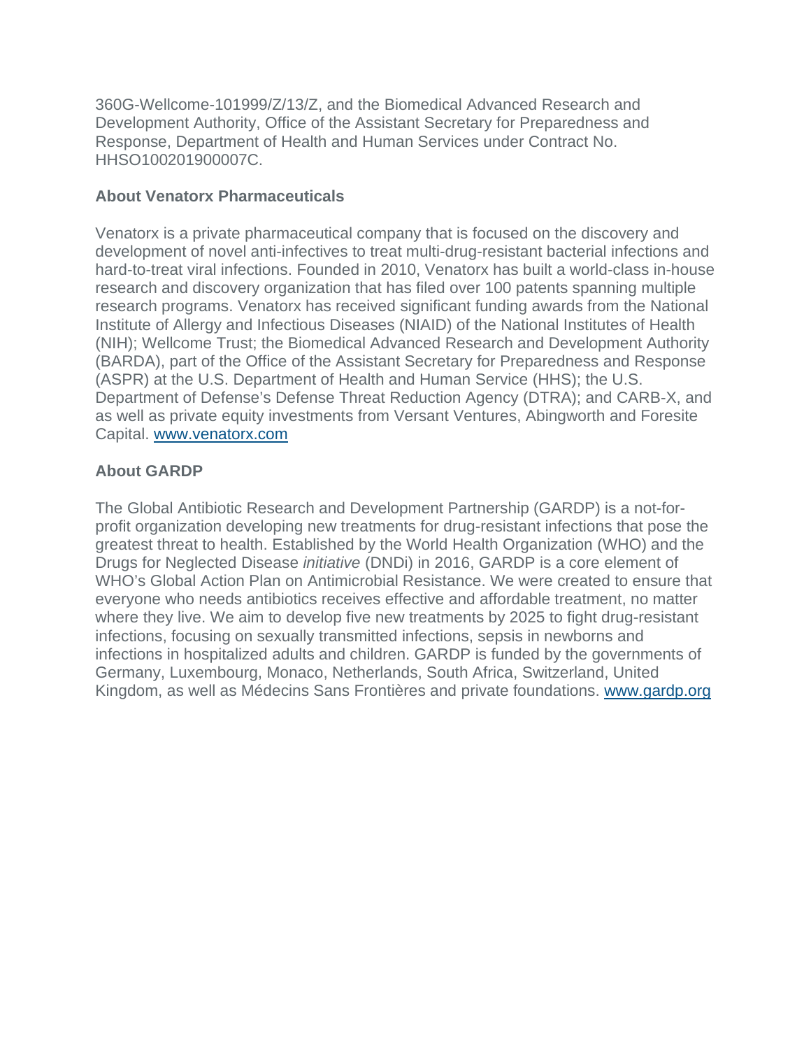360G-Wellcome-101999/Z/13/Z, and the Biomedical Advanced Research and Development Authority, Office of the Assistant Secretary for Preparedness and Response, Department of Health and Human Services under Contract No. HHSO100201900007C.

**About Venatorx Pharmaceuticals**

Venatorx is a private pharmaceutical company that is focused on the discovery and development of novel anti-infectives to treat multi-drug-resistant bacterial infections and hard-to-treat viral infections. Founded in 2010, Venatorx has built a world-class in-house research and discovery organization that has filed over 100 patents spanning multiple research programs. Venatorx has received significant funding awards from the National Institute of Allergy and Infectious Diseases (NIAID) of the National Institutes of Health (NIH); Wellcome Trust; the Biomedical Advanced Research and Development Authority (BARDA), part of the Office of the Assistant Secretary for Preparedness and Response (ASPR) at the U.S. Department of Health and Human Service (HHS); the U.S. Department of Defense's Defense Threat Reduction Agency (DTRA); and CARB-X, and as well as private equity investments from Versant Ventures, Abingworth and Foresite Capital. [www.venatorx.com](http://www.venatorx.com)

**About GARDP**

The Global Antibiotic Research and Development Partnership (GARDP) is a not-for-profit organization developing new treatments for drug-resistant infections that pose the greatest threat to health. Established by the World Health Organization (WHO) and the Drugs for Neglected Disease *initiative* (DNDi) in 2016, GARDP is a core element of WHO's Global Action Plan on Antimicrobial Resistance. We were created to ensure that everyone who needs antibiotics receives effective and affordable treatment, no matter where they live. We aim to develop five new treatments by 2025 to fight drug-resistant infections, focusing on sexually transmitted infections, sepsis in newborns and infections in hospitalized adults and children. GARDP is funded by the governments of Germany, Luxembourg, Monaco, Netherlands, South Africa, Switzerland, United Kingdom, as well as Médecins Sans Frontières and private foundations. [www.gardp.org](http://www.gardp.org)